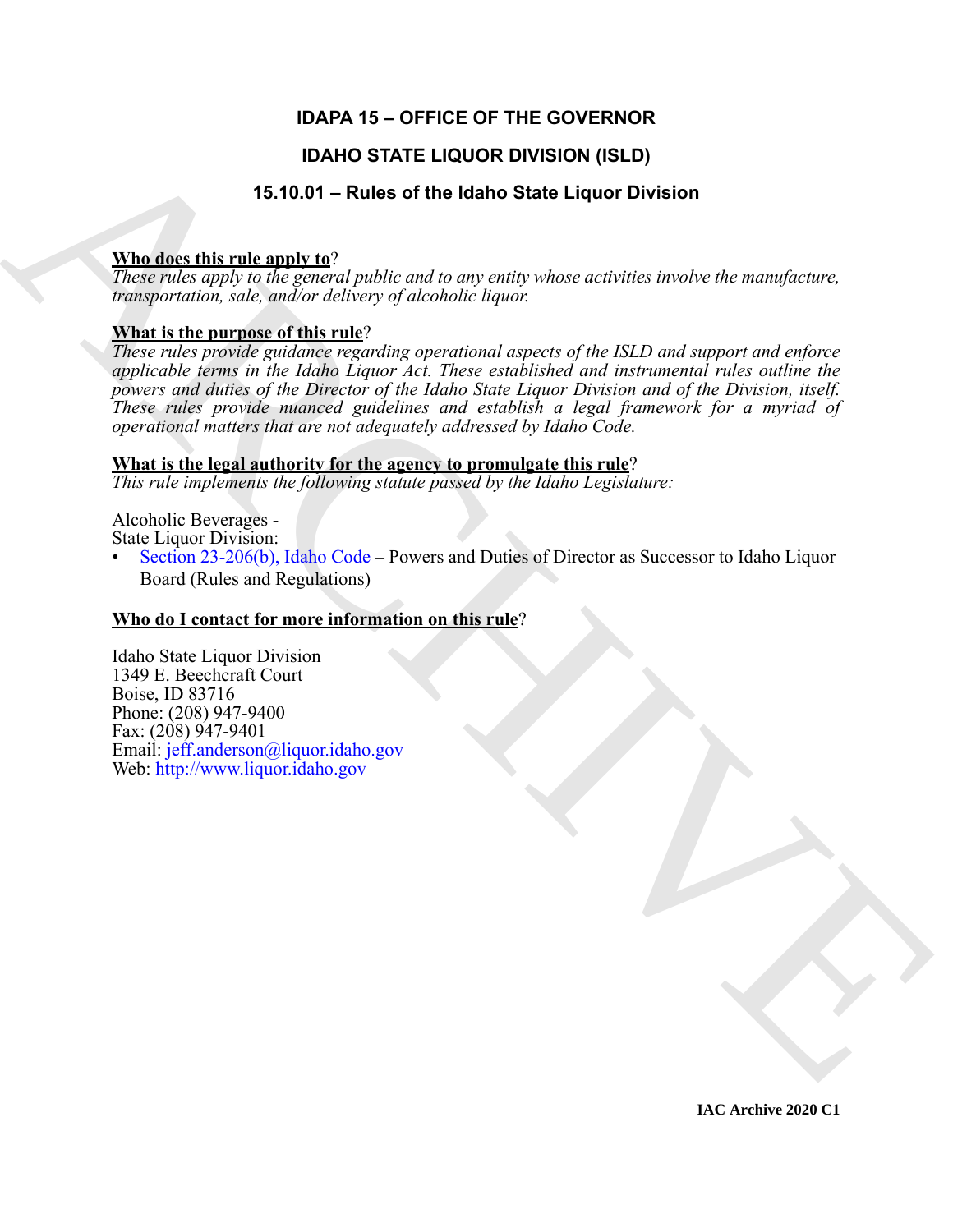# IDAPA 15 – OFFICE OF THE GOVERNOR

## IDAHO STATE LIQUOR DIVISION (ISLD)

### 15.10.01 – Rules of the Idaho State Liquor Division

**Who does this rule apply to?**
*These rules apply to the general public and to any entity whose activities involve the manufacture, transportation, sale, and/or delivery of alcoholic liquor.*

**What is the purpose of this rule?**
*These rules provide guidance regarding operational aspects of the ISLD and support and enforce applicable terms in the Idaho Liquor Act. These established and instrumental rules outline the powers and duties of the Director of the Idaho State Liquor Division and of the Division, itself. These rules provide nuanced guidelines and establish a legal framework for a myriad of operational matters that are not adequately addressed by Idaho Code.*

**What is the legal authority for the agency to promulgate this rule?**
*This rule implements the following statute passed by the Idaho Legislature:*

Alcoholic Beverages -
State Liquor Division:
- Section 23-206(b), Idaho Code – Powers and Duties of Director as Successor to Idaho Liquor Board (Rules and Regulations)

**Who do I contact for more information on this rule?**

Idaho State Liquor Division
1349 E. Beechcraft Court
Boise, ID 83716
Phone: (208) 947-9400
Fax: (208) 947-9401
Email: jeff.anderson@liquor.idaho.gov
Web: http://www.liquor.idaho.gov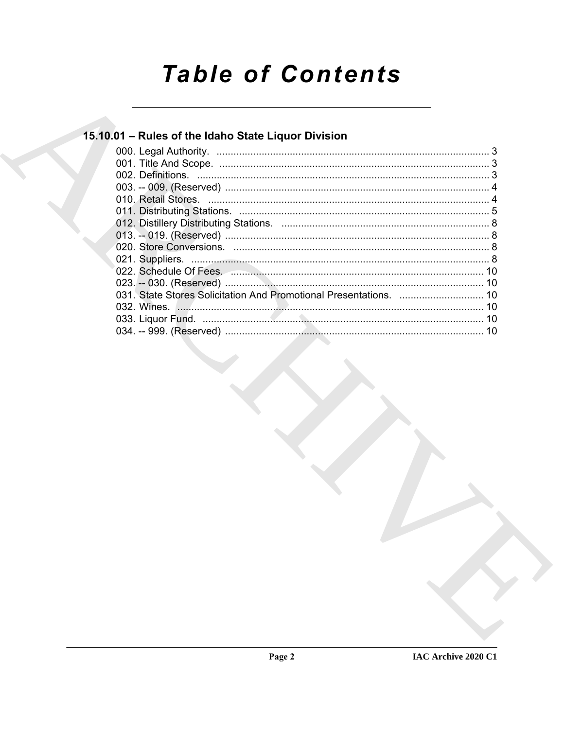# Table of Contents

## 15.10.01 – Rules of the Idaho State Liquor Division

000. Legal Authority. ................................................................................................. 3
001. Title And Scope. ................................................................................................. 3
002. Definitions. ........................................................................................................ 3
003. -- 009. (Reserved) .............................................................................................. 4
010. Retail Stores. ..................................................................................................... 4
011. Distributing Stations. ......................................................................................... 5
012. Distillery Distributing Stations. .......................................................................... 8
013. -- 019. (Reserved) .............................................................................................. 8
020. Store Conversions. ............................................................................................ 8
021. Suppliers. .......................................................................................................... 8
022. Schedule Of Fees. ........................................................................................... 10
023. -- 030. (Reserved) ............................................................................................ 10
031. State Stores Solicitation And Promotional Presentations. .............................. 10
032. Wines. ............................................................................................................. 10
033. Liquor Fund. .................................................................................................... 10
034. -- 999. (Reserved) ............................................................................................ 10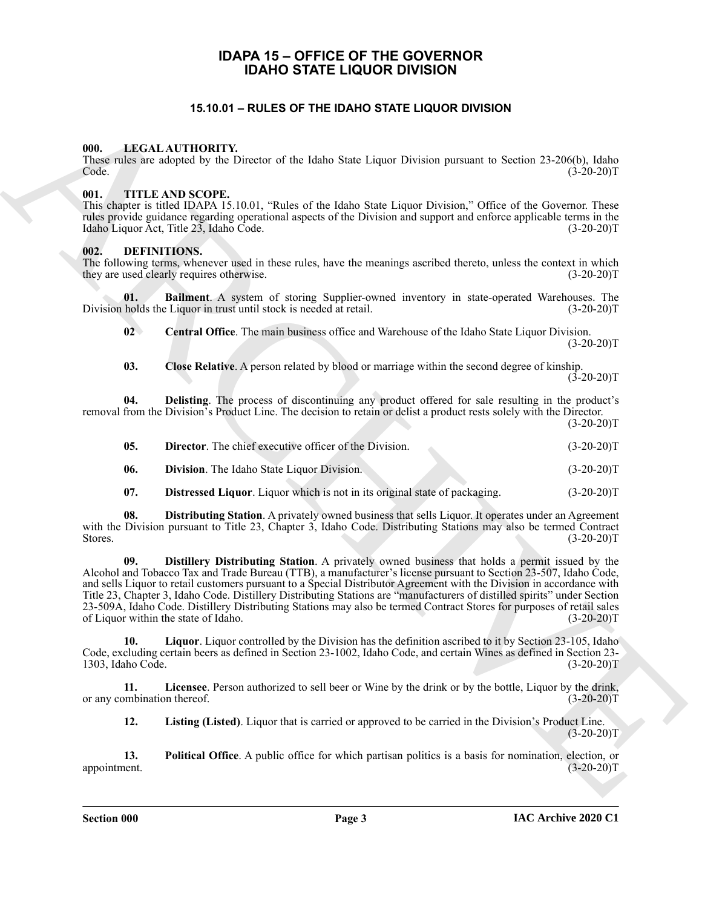# IDAPA 15 – OFFICE OF THE GOVERNOR
# IDAHO STATE LIQUOR DIVISION

## 15.10.01 – RULES OF THE IDAHO STATE LIQUOR DIVISION

### 000. LEGAL AUTHORITY.

These rules are adopted by the Director of the Idaho State Liquor Division pursuant to Section 23-206(b), Idaho Code. (3-20-20)T

### 001. TITLE AND SCOPE.

This chapter is titled IDAPA 15.10.01, "Rules of the Idaho State Liquor Division," Office of the Governor. These rules provide guidance regarding operational aspects of the Division and support and enforce applicable terms in the Idaho Liquor Act, Title 23, Idaho Code. (3-20-20)T

### 002. DEFINITIONS.

The following terms, whenever used in these rules, have the meanings ascribed thereto, unless the context in which they are used clearly requires otherwise. (3-20-20)T

**01. Bailment**. A system of storing Supplier-owned inventory in state-operated Warehouses. The Division holds the Liquor in trust until stock is needed at retail. (3-20-20)T

**02 Central Office**. The main business office and Warehouse of the Idaho State Liquor Division. (3-20-20)T

**03. Close Relative**. A person related by blood or marriage within the second degree of kinship. (3-20-20)T

**04. Delisting**. The process of discontinuing any product offered for sale resulting in the product's removal from the Division's Product Line. The decision to retain or delist a product rests solely with the Director. (3-20-20)T

**05. Director**. The chief executive officer of the Division. (3-20-20)T

**06. Division**. The Idaho State Liquor Division. (3-20-20)T

**07. Distressed Liquor**. Liquor which is not in its original state of packaging. (3-20-20)T

**08. Distributing Station**. A privately owned business that sells Liquor. It operates under an Agreement with the Division pursuant to Title 23, Chapter 3, Idaho Code. Distributing Stations may also be termed Contract Stores. (3-20-20)T

**09. Distillery Distributing Station**. A privately owned business that holds a permit issued by the Alcohol and Tobacco Tax and Trade Bureau (TTB), a manufacturer's license pursuant to Section 23-507, Idaho Code, and sells Liquor to retail customers pursuant to a Special Distributor Agreement with the Division in accordance with Title 23, Chapter 3, Idaho Code. Distillery Distributing Stations are "manufacturers of distilled spirits" under Section 23-509A, Idaho Code. Distillery Distributing Stations may also be termed Contract Stores for purposes of retail sales of Liquor within the state of Idaho. (3-20-20)T

**10. Liquor**. Liquor controlled by the Division has the definition ascribed to it by Section 23-105, Idaho Code, excluding certain beers as defined in Section 23-1002, Idaho Code, and certain Wines as defined in Section 23-1303, Idaho Code. (3-20-20)T

**11. Licensee**. Person authorized to sell beer or Wine by the drink or by the bottle, Liquor by the drink, or any combination thereof. (3-20-20)T

**12. Listing (Listed)**. Liquor that is carried or approved to be carried in the Division's Product Line. (3-20-20)T

**13. Political Office**. A public office for which partisan politics is a basis for nomination, election, or appointment. (3-20-20)T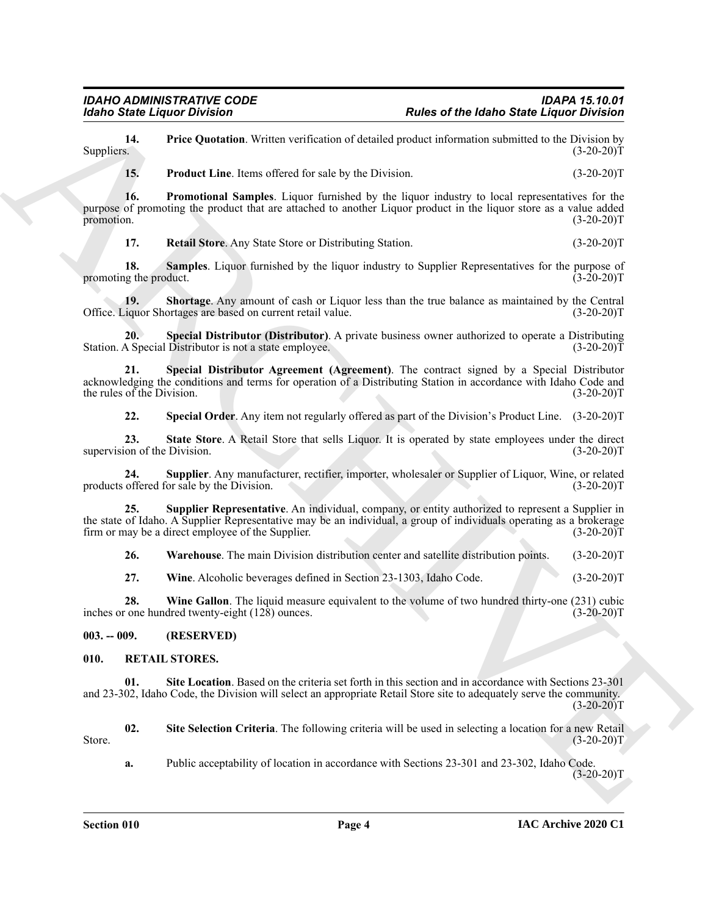**14. Price Quotation**. Written verification of detailed product information submitted to the Division by Suppliers. (3-20-20)T

**15. Product Line**. Items offered for sale by the Division. (3-20-20)T

**16. Promotional Samples**. Liquor furnished by the liquor industry to local representatives for the purpose of promoting the product that are attached to another Liquor product in the liquor store as a value added promotion. (3-20-20)T

**17. Retail Store**. Any State Store or Distributing Station. (3-20-20)T

**18. Samples**. Liquor furnished by the liquor industry to Supplier Representatives for the purpose of promoting the product. (3-20-20)T

**19. Shortage**. Any amount of cash or Liquor less than the true balance as maintained by the Central Office. Liquor Shortages are based on current retail value. (3-20-20)T

**20. Special Distributor (Distributor)**. A private business owner authorized to operate a Distributing Station. A Special Distributor is not a state employee. (3-20-20)T

**21. Special Distributor Agreement (Agreement)**. The contract signed by a Special Distributor acknowledging the conditions and terms for operation of a Distributing Station in accordance with Idaho Code and the rules of the Division. (3-20-20)T

**22. Special Order**. Any item not regularly offered as part of the Division's Product Line. (3-20-20)T

**23. State Store**. A Retail Store that sells Liquor. It is operated by state employees under the direct supervision of the Division. (3-20-20)T

**24. Supplier**. Any manufacturer, rectifier, importer, wholesaler or Supplier of Liquor, Wine, or related products offered for sale by the Division. (3-20-20)T

**25. Supplier Representative**. An individual, company, or entity authorized to represent a Supplier in the state of Idaho. A Supplier Representative may be an individual, a group of individuals operating as a brokerage firm or may be a direct employee of the Supplier. (3-20-20)T

**26. Warehouse**. The main Division distribution center and satellite distribution points. (3-20-20)T

**27. Wine**. Alcoholic beverages defined in Section 23-1303, Idaho Code. (3-20-20)T

**28. Wine Gallon**. The liquid measure equivalent to the volume of two hundred thirty-one (231) cubic inches or one hundred twenty-eight (128) ounces. (3-20-20)T

## 003. -- 009. (RESERVED)

## 010. RETAIL STORES.

**01. Site Location**. Based on the criteria set forth in this section and in accordance with Sections 23-301 and 23-302, Idaho Code, the Division will select an appropriate Retail Store site to adequately serve the community. (3-20-20)T

**02. Site Selection Criteria**. The following criteria will be used in selecting a location for a new Retail Store. (3-20-20)T

**a.** Public acceptability of location in accordance with Sections 23-301 and 23-302, Idaho Code. (3-20-20)T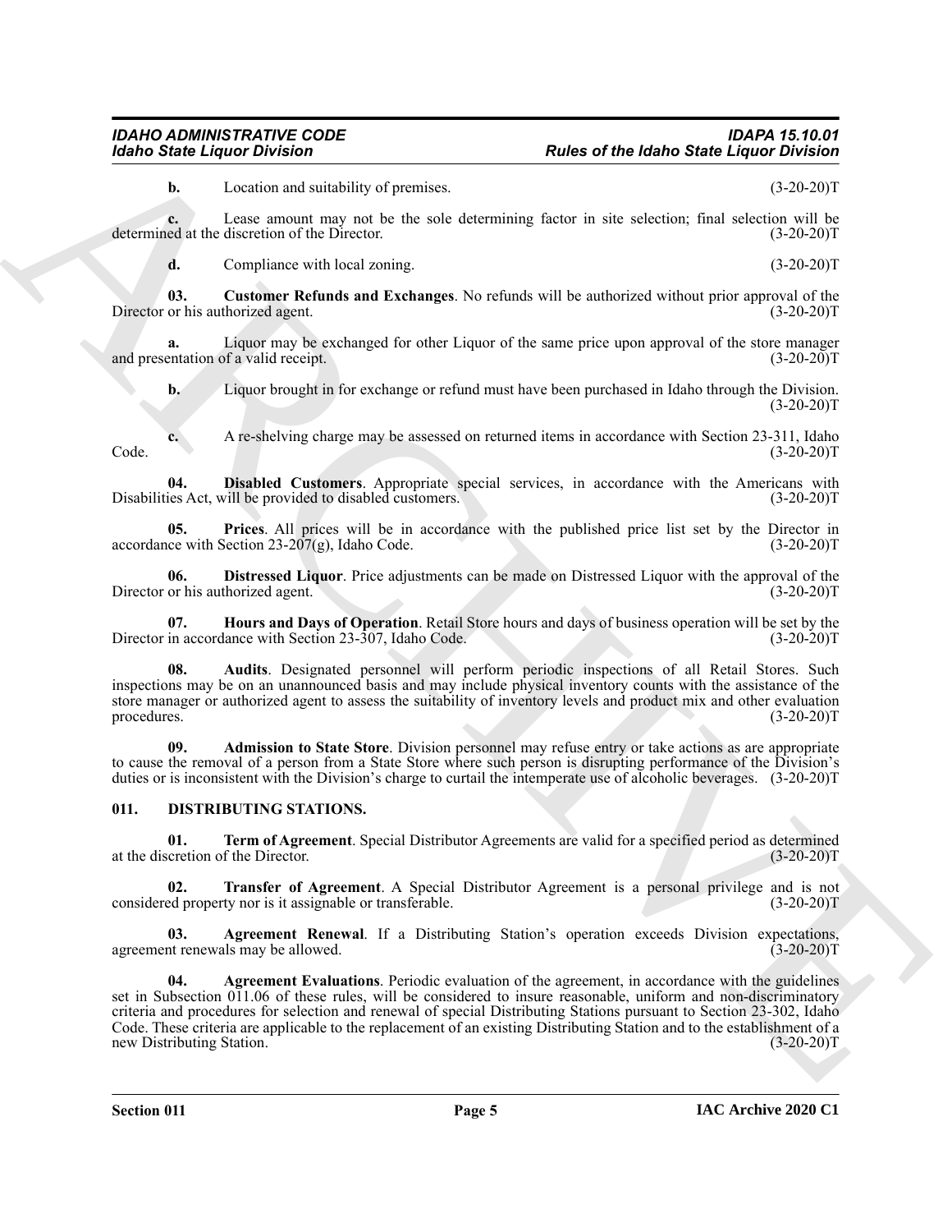**b.** Location and suitability of premises. (3-20-20)T

**c.** Lease amount may not be the sole determining factor in site selection; final selection will be determined at the discretion of the Director. (3-20-20)T

**d.** Compliance with local zoning. (3-20-20)T

**03. Customer Refunds and Exchanges**. No refunds will be authorized without prior approval of the Director or his authorized agent. (3-20-20)T

**a.** Liquor may be exchanged for other Liquor of the same price upon approval of the store manager and presentation of a valid receipt. (3-20-20)T

**b.** Liquor brought in for exchange or refund must have been purchased in Idaho through the Division. (3-20-20)T

**c.** A re-shelving charge may be assessed on returned items in accordance with Section 23-311, Idaho Code. (3-20-20)T

**04. Disabled Customers**. Appropriate special services, in accordance with the Americans with Disabilities Act, will be provided to disabled customers. (3-20-20)T

**05. Prices**. All prices will be in accordance with the published price list set by the Director in accordance with Section 23-207(g), Idaho Code. (3-20-20)T

**06. Distressed Liquor**. Price adjustments can be made on Distressed Liquor with the approval of the Director or his authorized agent. (3-20-20)T

**07. Hours and Days of Operation**. Retail Store hours and days of business operation will be set by the Director in accordance with Section 23-307, Idaho Code. (3-20-20)T

**08. Audits**. Designated personnel will perform periodic inspections of all Retail Stores. Such inspections may be on an unannounced basis and may include physical inventory counts with the assistance of the store manager or authorized agent to assess the suitability of inventory levels and product mix and other evaluation procedures. (3-20-20)T

**09. Admission to State Store**. Division personnel may refuse entry or take actions as are appropriate to cause the removal of a person from a State Store where such person is disrupting performance of the Division's duties or is inconsistent with the Division's charge to curtail the intemperate use of alcoholic beverages. (3-20-20)T

## 011. DISTRIBUTING STATIONS.

**01. Term of Agreement**. Special Distributor Agreements are valid for a specified period as determined at the discretion of the Director. (3-20-20)T

**02. Transfer of Agreement**. A Special Distributor Agreement is a personal privilege and is not considered property nor is it assignable or transferable. (3-20-20)T

**03. Agreement Renewal**. If a Distributing Station's operation exceeds Division expectations, agreement renewals may be allowed. (3-20-20)T

**04. Agreement Evaluations**. Periodic evaluation of the agreement, in accordance with the guidelines set in Subsection 011.06 of these rules, will be considered to insure reasonable, uniform and non-discriminatory criteria and procedures for selection and renewal of special Distributing Stations pursuant to Section 23-302, Idaho Code. These criteria are applicable to the replacement of an existing Distributing Station and to the establishment of a new Distributing Station. (3-20-20)T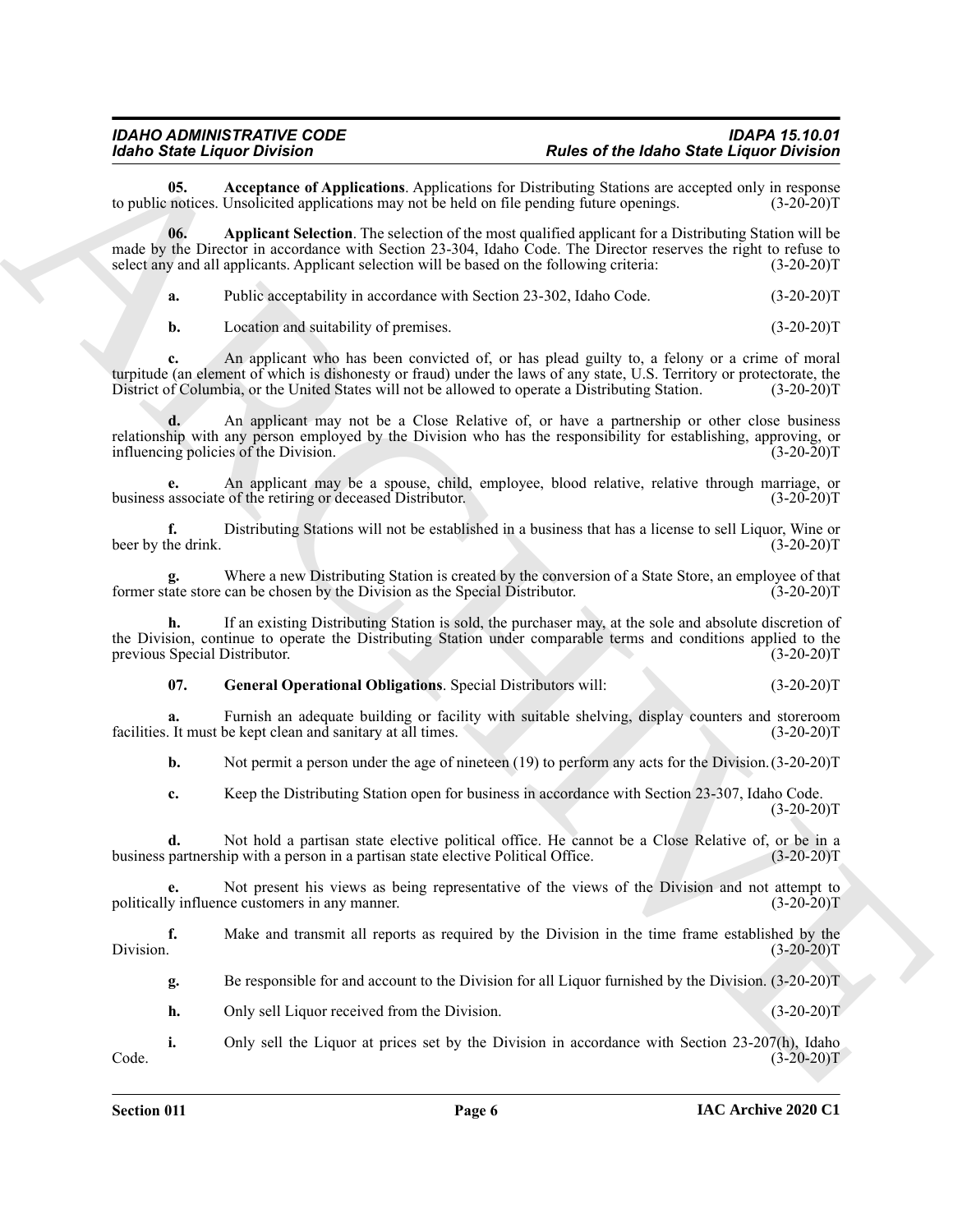**05. Acceptance of Applications**. Applications for Distributing Stations are accepted only in response to public notices. Unsolicited applications may not be held on file pending future openings. (3-20-20)T

**06. Applicant Selection**. The selection of the most qualified applicant for a Distributing Station will be made by the Director in accordance with Section 23-304, Idaho Code. The Director reserves the right to refuse to select any and all applicants. Applicant selection will be based on the following criteria: (3-20-20)T

**a.** Public acceptability in accordance with Section 23-302, Idaho Code. (3-20-20)T

**b.** Location and suitability of premises. (3-20-20)T

**c.** An applicant who has been convicted of, or has plead guilty to, a felony or a crime of moral turpitude (an element of which is dishonesty or fraud) under the laws of any state, U.S. Territory or protectorate, the District of Columbia, or the United States will not be allowed to operate a Distributing Station. (3-20-20)T

**d.** An applicant may not be a Close Relative of, or have a partnership or other close business relationship with any person employed by the Division who has the responsibility for establishing, approving, or influencing policies of the Division. (3-20-20)T

**e.** An applicant may be a spouse, child, employee, blood relative, relative through marriage, or business associate of the retiring or deceased Distributor. (3-20-20)T

**f.** Distributing Stations will not be established in a business that has a license to sell Liquor, Wine or beer by the drink. (3-20-20)T

**g.** Where a new Distributing Station is created by the conversion of a State Store, an employee of that former state store can be chosen by the Division as the Special Distributor. (3-20-20)T

**h.** If an existing Distributing Station is sold, the purchaser may, at the sole and absolute discretion of the Division, continue to operate the Distributing Station under comparable terms and conditions applied to the previous Special Distributor. (3-20-20)T

**07. General Operational Obligations**. Special Distributors will: (3-20-20)T

**a.** Furnish an adequate building or facility with suitable shelving, display counters and storeroom facilities. It must be kept clean and sanitary at all times. (3-20-20)T

**b.** Not permit a person under the age of nineteen (19) to perform any acts for the Division. (3-20-20)T

**c.** Keep the Distributing Station open for business in accordance with Section 23-307, Idaho Code. (3-20-20)T

**d.** Not hold a partisan state elective political office. He cannot be a Close Relative of, or be in a business partnership with a person in a partisan state elective Political Office. (3-20-20)T

**e.** Not present his views as being representative of the views of the Division and not attempt to politically influence customers in any manner. (3-20-20)T

**f.** Make and transmit all reports as required by the Division in the time frame established by the Division. (3-20-20)T

**g.** Be responsible for and account to the Division for all Liquor furnished by the Division. (3-20-20)T

**h.** Only sell Liquor received from the Division. (3-20-20)T

**i.** Only sell the Liquor at prices set by the Division in accordance with Section 23-207(h), Idaho Code. (3-20-20)T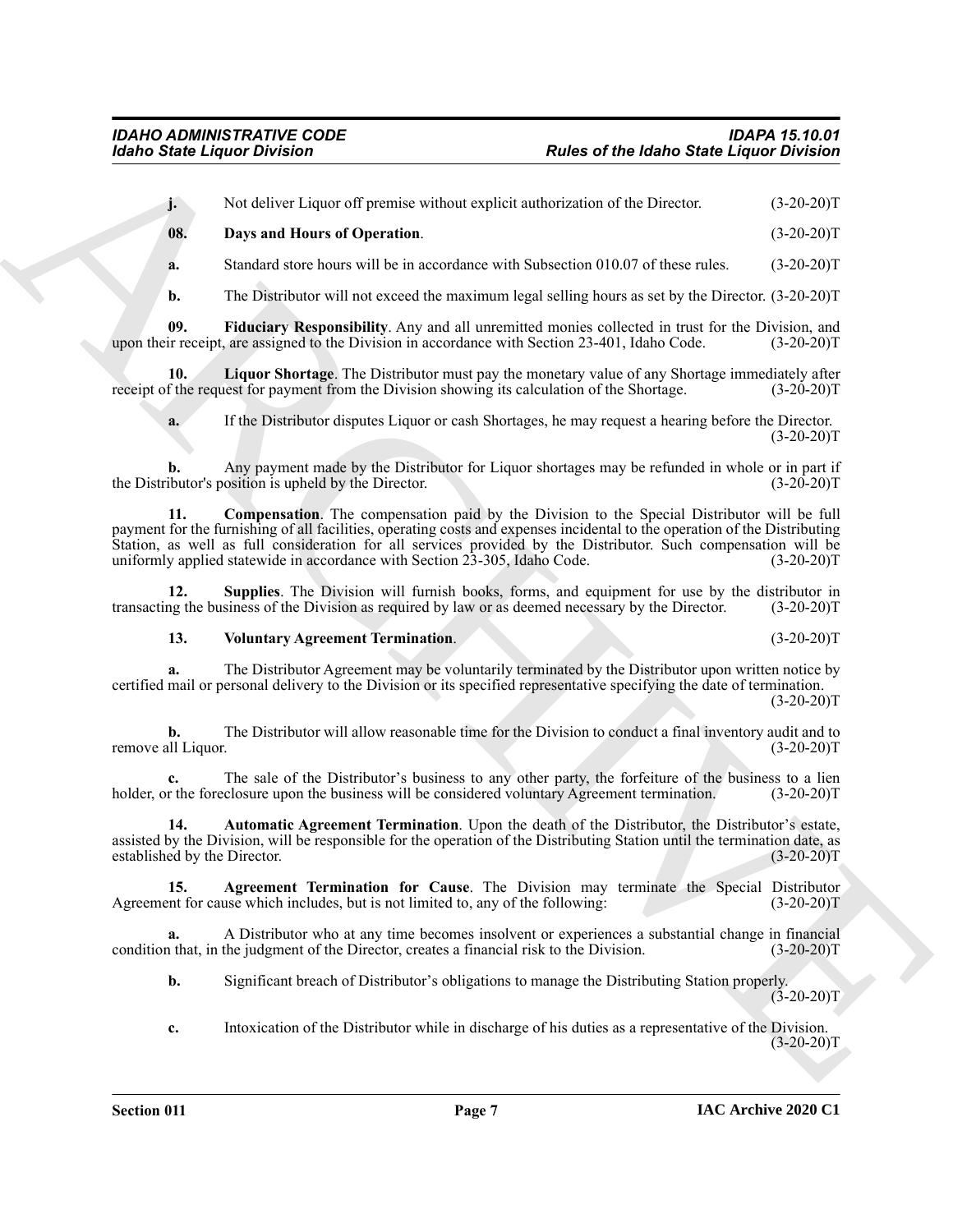**j.** Not deliver Liquor off premise without explicit authorization of the Director. (3-20-20)T

**08. Days and Hours of Operation**. (3-20-20)T

**a.** Standard store hours will be in accordance with Subsection 010.07 of these rules. (3-20-20)T

**b.** The Distributor will not exceed the maximum legal selling hours as set by the Director. (3-20-20)T

**09. Fiduciary Responsibility**. Any and all unremitted monies collected in trust for the Division, and upon their receipt, are assigned to the Division in accordance with Section 23-401, Idaho Code. (3-20-20)T

**10. Liquor Shortage**. The Distributor must pay the monetary value of any Shortage immediately after receipt of the request for payment from the Division showing its calculation of the Shortage. (3-20-20)T

**a.** If the Distributor disputes Liquor or cash Shortages, he may request a hearing before the Director. (3-20-20)T

**b.** Any payment made by the Distributor for Liquor shortages may be refunded in whole or in part if the Distributor's position is upheld by the Director. (3-20-20)T

**11. Compensation**. The compensation paid by the Division to the Special Distributor will be full payment for the furnishing of all facilities, operating costs and expenses incidental to the operation of the Distributing Station, as well as full consideration for all services provided by the Distributor. Such compensation will be uniformly applied statewide in accordance with Section 23-305, Idaho Code. (3-20-20)T

**12. Supplies**. The Division will furnish books, forms, and equipment for use by the distributor in transacting the business of the Division as required by law or as deemed necessary by the Director. (3-20-20)T

**13. Voluntary Agreement Termination**. (3-20-20)T

**a.** The Distributor Agreement may be voluntarily terminated by the Distributor upon written notice by certified mail or personal delivery to the Division or its specified representative specifying the date of termination. (3-20-20)T

**b.** The Distributor will allow reasonable time for the Division to conduct a final inventory audit and to remove all Liquor. (3-20-20)T

**c.** The sale of the Distributor's business to any other party, the forfeiture of the business to a lien holder, or the foreclosure upon the business will be considered voluntary Agreement termination. (3-20-20)T

**14. Automatic Agreement Termination**. Upon the death of the Distributor, the Distributor's estate, assisted by the Division, will be responsible for the operation of the Distributing Station until the termination date, as established by the Director. (3-20-20)T

**15. Agreement Termination for Cause**. The Division may terminate the Special Distributor Agreement for cause which includes, but is not limited to, any of the following: (3-20-20)T

**a.** A Distributor who at any time becomes insolvent or experiences a substantial change in financial condition that, in the judgment of the Director, creates a financial risk to the Division. (3-20-20)T

**b.** Significant breach of Distributor's obligations to manage the Distributing Station properly. (3-20-20)T

**c.** Intoxication of the Distributor while in discharge of his duties as a representative of the Division. (3-20-20)T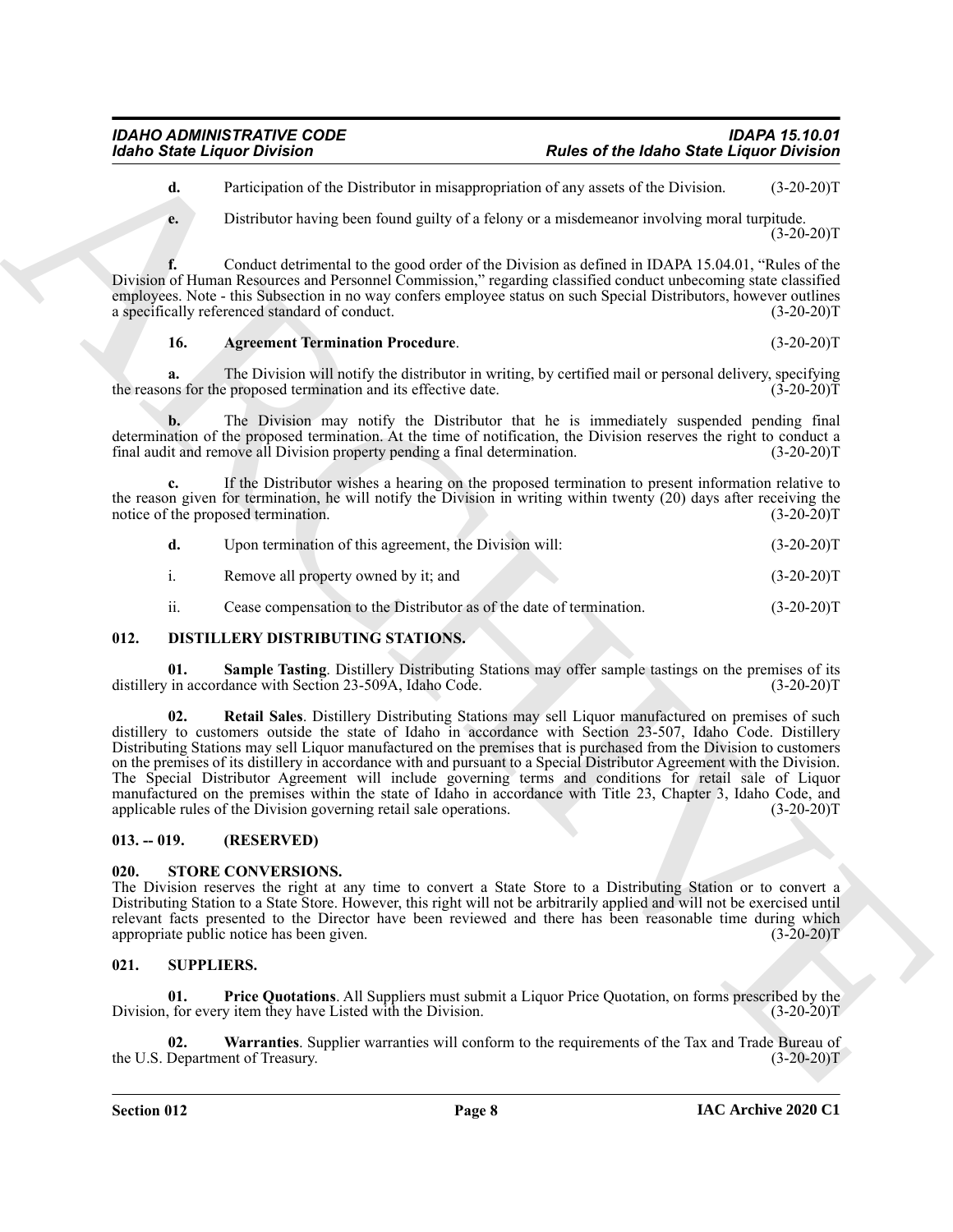**d.** Participation of the Distributor in misappropriation of any assets of the Division. (3-20-20)T

**e.** Distributor having been found guilty of a felony or a misdemeanor involving moral turpitude. (3-20-20)T

**f.** Conduct detrimental to the good order of the Division as defined in IDAPA 15.04.01, "Rules of the Division of Human Resources and Personnel Commission," regarding classified conduct unbecoming state classified employees. Note - this Subsection in no way confers employee status on such Special Distributors, however outlines a specifically referenced standard of conduct. (3-20-20)T

**16. Agreement Termination Procedure**. (3-20-20)T

**a.** The Division will notify the distributor in writing, by certified mail or personal delivery, specifying the reasons for the proposed termination and its effective date. (3-20-20)T

**b.** The Division may notify the Distributor that he is immediately suspended pending final determination of the proposed termination. At the time of notification, the Division reserves the right to conduct a final audit and remove all Division property pending a final determination. (3-20-20)T

**c.** If the Distributor wishes a hearing on the proposed termination to present information relative to the reason given for termination, he will notify the Division in writing within twenty (20) days after receiving the notice of the proposed termination. (3-20-20)T

**d.** Upon termination of this agreement, the Division will: (3-20-20)T

i. Remove all property owned by it; and (3-20-20)T

ii. Cease compensation to the Distributor as of the date of termination. (3-20-20)T

## 012. DISTILLERY DISTRIBUTING STATIONS.

**01. Sample Tasting**. Distillery Distributing Stations may offer sample tastings on the premises of its distillery in accordance with Section 23-509A, Idaho Code. (3-20-20)T

**02. Retail Sales**. Distillery Distributing Stations may sell Liquor manufactured on premises of such distillery to customers outside the state of Idaho in accordance with Section 23-507, Idaho Code. Distillery Distributing Stations may sell Liquor manufactured on the premises that is purchased from the Division to customers on the premises of its distillery in accordance with and pursuant to a Special Distributor Agreement with the Division. The Special Distributor Agreement will include governing terms and conditions for retail sale of Liquor manufactured on the premises within the state of Idaho in accordance with Title 23, Chapter 3, Idaho Code, and applicable rules of the Division governing retail sale operations. (3-20-20)T

## 013. -- 019. (RESERVED)

## 020. STORE CONVERSIONS.

The Division reserves the right at any time to convert a State Store to a Distributing Station or to convert a Distributing Station to a State Store. However, this right will not be arbitrarily applied and will not be exercised until relevant facts presented to the Director have been reviewed and there has been reasonable time during which appropriate public notice has been given. (3-20-20)T

## 021. SUPPLIERS.

**01. Price Quotations**. All Suppliers must submit a Liquor Price Quotation, on forms prescribed by the Division, for every item they have Listed with the Division. (3-20-20)T

**02. Warranties**. Supplier warranties will conform to the requirements of the Tax and Trade Bureau of the U.S. Department of Treasury. (3-20-20)T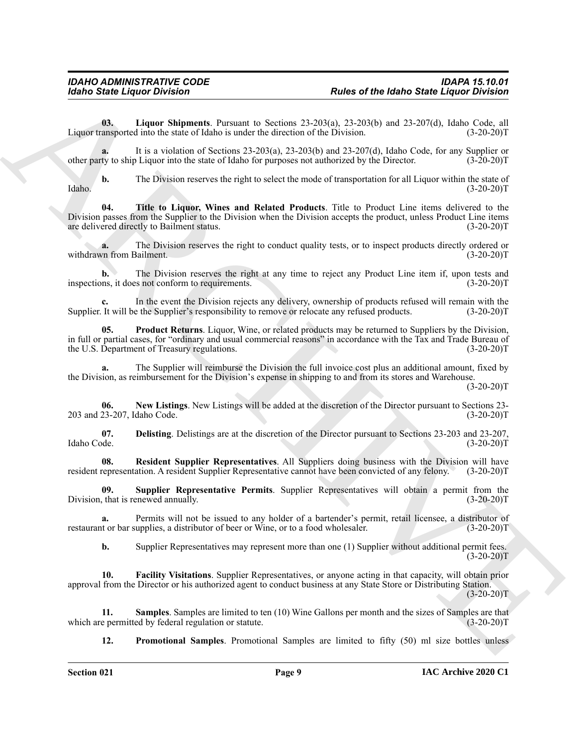**03. Liquor Shipments**. Pursuant to Sections 23-203(a), 23-203(b) and 23-207(d), Idaho Code, all Liquor transported into the state of Idaho is under the direction of the Division. (3-20-20)T

**a.** It is a violation of Sections 23-203(a), 23-203(b) and 23-207(d), Idaho Code, for any Supplier or other party to ship Liquor into the state of Idaho for purposes not authorized by the Director. (3-20-20)T

**b.** The Division reserves the right to select the mode of transportation for all Liquor within the state of Idaho. (3-20-20)T

**04. Title to Liquor, Wines and Related Products**. Title to Product Line items delivered to the Division passes from the Supplier to the Division when the Division accepts the product, unless Product Line items are delivered directly to Bailment status. (3-20-20)T

**a.** The Division reserves the right to conduct quality tests, or to inspect products directly ordered or withdrawn from Bailment. (3-20-20)T

**b.** The Division reserves the right at any time to reject any Product Line item if, upon tests and inspections, it does not conform to requirements. (3-20-20)T

**c.** In the event the Division rejects any delivery, ownership of products refused will remain with the Supplier. It will be the Supplier's responsibility to remove or relocate any refused products. (3-20-20)T

**05. Product Returns**. Liquor, Wine, or related products may be returned to Suppliers by the Division, in full or partial cases, for "ordinary and usual commercial reasons" in accordance with the Tax and Trade Bureau of the U.S. Department of Treasury regulations. (3-20-20)T

**a.** The Supplier will reimburse the Division the full invoice cost plus an additional amount, fixed by the Division, as reimbursement for the Division's expense in shipping to and from its stores and Warehouse. (3-20-20)T

**06. New Listings**. New Listings will be added at the discretion of the Director pursuant to Sections 23-203 and 23-207, Idaho Code. (3-20-20)T

**07. Delisting**. Delistings are at the discretion of the Director pursuant to Sections 23-203 and 23-207, Idaho Code. (3-20-20)T

**08. Resident Supplier Representatives**. All Suppliers doing business with the Division will have resident representation. A resident Supplier Representative cannot have been convicted of any felony. (3-20-20)T

**09. Supplier Representative Permits**. Supplier Representatives will obtain a permit from the Division, that is renewed annually. (3-20-20)T

**a.** Permits will not be issued to any holder of a bartender's permit, retail licensee, a distributor of restaurant or bar supplies, a distributor of beer or Wine, or to a food wholesaler. (3-20-20)T

**b.** Supplier Representatives may represent more than one (1) Supplier without additional permit fees. (3-20-20)T

**10. Facility Visitations**. Supplier Representatives, or anyone acting in that capacity, will obtain prior approval from the Director or his authorized agent to conduct business at any State Store or Distributing Station. (3-20-20)T

**11. Samples**. Samples are limited to ten (10) Wine Gallons per month and the sizes of Samples are that which are permitted by federal regulation or statute. (3-20-20)T

**12. Promotional Samples**. Promotional Samples are limited to fifty (50) ml size bottles unless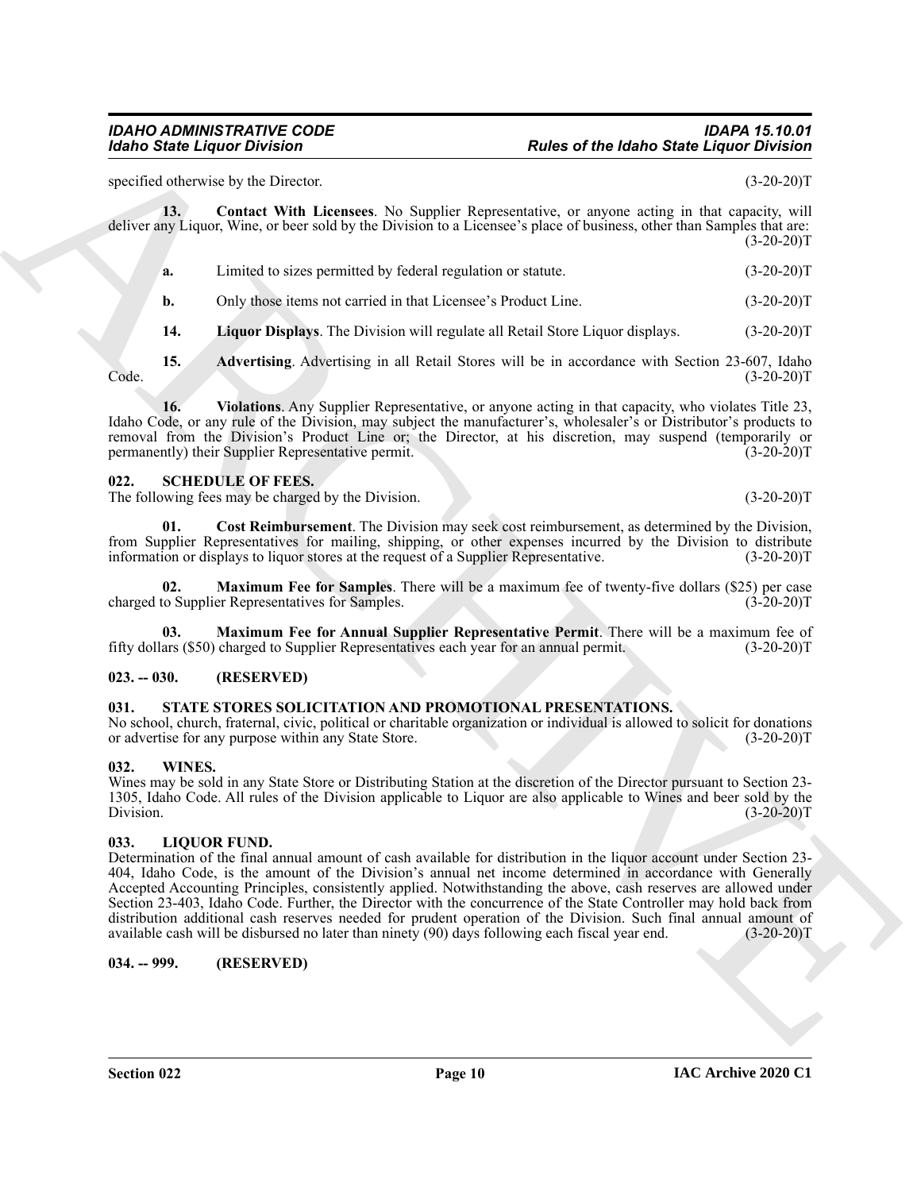specified otherwise by the Director. (3-20-20)T

**13. Contact With Licensees**. No Supplier Representative, or anyone acting in that capacity, will deliver any Liquor, Wine, or beer sold by the Division to a Licensee's place of business, other than Samples that are: (3-20-20)T

**a.** Limited to sizes permitted by federal regulation or statute. (3-20-20)T

**b.** Only those items not carried in that Licensee's Product Line. (3-20-20)T

**14. Liquor Displays**. The Division will regulate all Retail Store Liquor displays. (3-20-20)T

**15. Advertising**. Advertising in all Retail Stores will be in accordance with Section 23-607, Idaho Code. (3-20-20)T

**16. Violations**. Any Supplier Representative, or anyone acting in that capacity, who violates Title 23, Idaho Code, or any rule of the Division, may subject the manufacturer's, wholesaler's or Distributor's products to removal from the Division's Product Line or; the Director, at his discretion, may suspend (temporarily or permanently) their Supplier Representative permit. (3-20-20)T

### 022. SCHEDULE OF FEES.

The following fees may be charged by the Division. (3-20-20)T

**01. Cost Reimbursement**. The Division may seek cost reimbursement, as determined by the Division, from Supplier Representatives for mailing, shipping, or other expenses incurred by the Division to distribute information or displays to liquor stores at the request of a Supplier Representative. (3-20-20)T

**02. Maximum Fee for Samples**. There will be a maximum fee of twenty-five dollars ($25) per case charged to Supplier Representatives for Samples. (3-20-20)T

**03. Maximum Fee for Annual Supplier Representative Permit**. There will be a maximum fee of fifty dollars ($50) charged to Supplier Representatives each year for an annual permit. (3-20-20)T

### 023. -- 030. (RESERVED)

### 031. STATE STORES SOLICITATION AND PROMOTIONAL PRESENTATIONS.

No school, church, fraternal, civic, political or charitable organization or individual is allowed to solicit for donations or advertise for any purpose within any State Store. (3-20-20)T

### 032. WINES.

Wines may be sold in any State Store or Distributing Station at the discretion of the Director pursuant to Section 23-1305, Idaho Code. All rules of the Division applicable to Liquor are also applicable to Wines and beer sold by the Division. (3-20-20)T

### 033. LIQUOR FUND.

Determination of the final annual amount of cash available for distribution in the liquor account under Section 23-404, Idaho Code, is the amount of the Division's annual net income determined in accordance with Generally Accepted Accounting Principles, consistently applied. Notwithstanding the above, cash reserves are allowed under Section 23-403, Idaho Code. Further, the Director with the concurrence of the State Controller may hold back from distribution additional cash reserves needed for prudent operation of the Division. Such final annual amount of available cash will be disbursed no later than ninety (90) days following each fiscal year end. (3-20-20)T

### 034. -- 999. (RESERVED)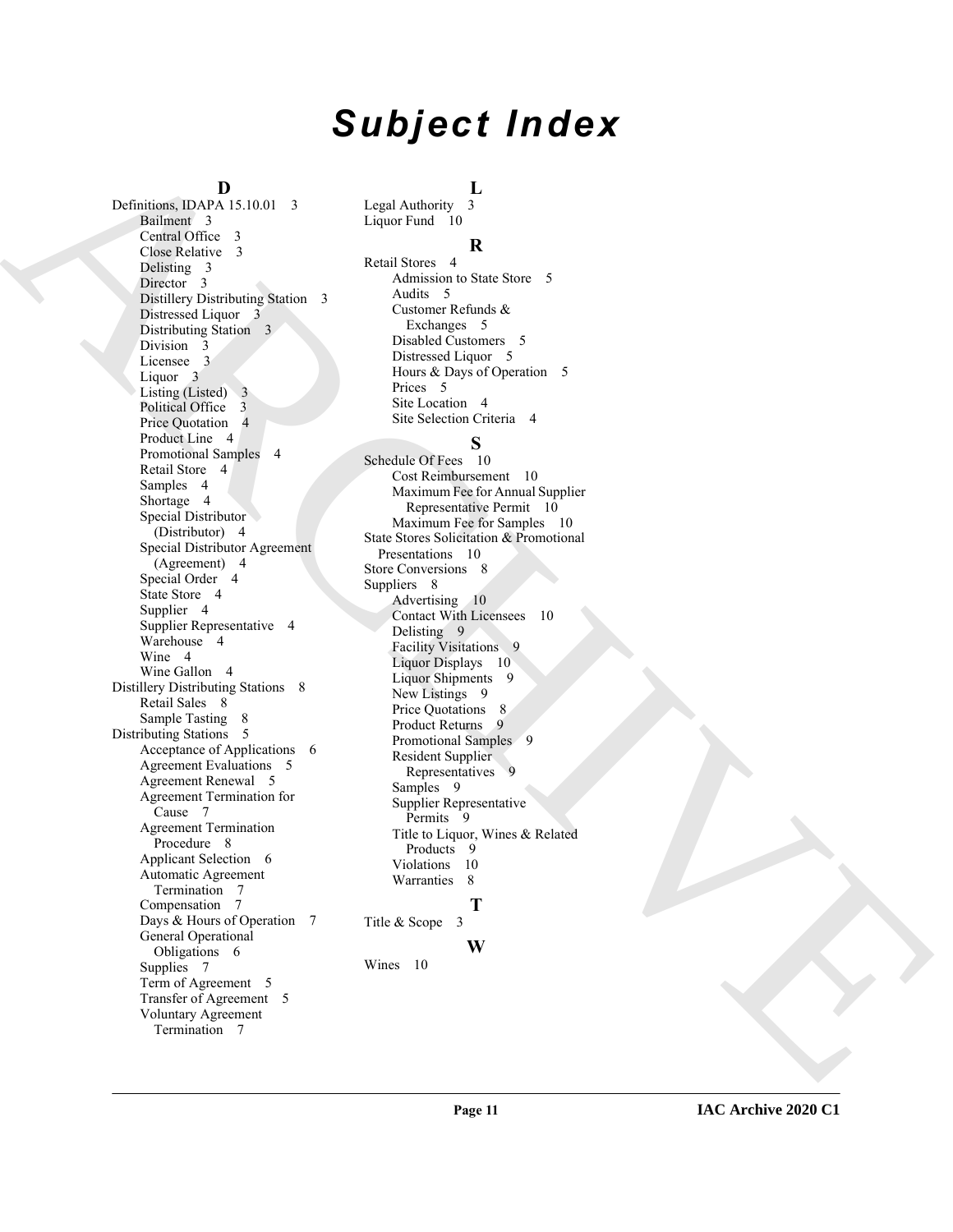# Subject Index

**D**

Definitions, IDAPA 15.10.01 3
- Bailment 3
- Central Office 3
- Close Relative 3
- Delisting 3
- Director 3
- Distillery Distributing Station 3
- Distressed Liquor 3
- Distributing Station 3
- Division 3
- Licensee 3
- Liquor 3
- Listing (Listed) 3
- Political Office 3
- Price Quotation 4
- Product Line 4
- Promotional Samples 4
- Retail Store 4
- Samples 4
- Shortage 4
- Special Distributor (Distributor) 4
- Special Distributor Agreement (Agreement) 4
- Special Order 4
- State Store 4
- Supplier 4
- Supplier Representative 4
- Warehouse 4
- Wine 4
- Wine Gallon 4

Distillery Distributing Stations 8
- Retail Sales 8
- Sample Tasting 8

Distributing Stations 5
- Acceptance of Applications 6
- Agreement Evaluations 5
- Agreement Renewal 5
- Agreement Termination for Cause 7
- Agreement Termination Procedure 8
- Applicant Selection 6
- Automatic Agreement Termination 7
- Compensation 7
- Days & Hours of Operation 7
- General Operational Obligations 6
- Supplies 7
- Term of Agreement 5
- Transfer of Agreement 5
- Voluntary Agreement Termination 7

**L**

Legal Authority 3

Liquor Fund 10

**R**

Retail Stores 4
- Admission to State Store 5
- Audits 5
- Customer Refunds & Exchanges 5
- Disabled Customers 5
- Distressed Liquor 5
- Hours & Days of Operation 5
- Prices 5
- Site Location 4
- Site Selection Criteria 4

**S**

Schedule Of Fees 10
- Cost Reimbursement 10
- Maximum Fee for Annual Supplier Representative Permit 10
- Maximum Fee for Samples 10

State Stores Solicitation & Promotional Presentations 10

Store Conversions 8

Suppliers 8
- Advertising 10
- Contact With Licensees 10
- Delisting 9
- Facility Visitations 9
- Liquor Displays 10
- Liquor Shipments 9
- New Listings 9
- Price Quotations 8
- Product Returns 9
- Promotional Samples 9
- Resident Supplier Representatives 9
- Samples 9
- Supplier Representative Permits 9
- Title to Liquor, Wines & Related Products 9
- Violations 10
- Warranties 8

**T**

Title & Scope 3

**W**

Wines 10